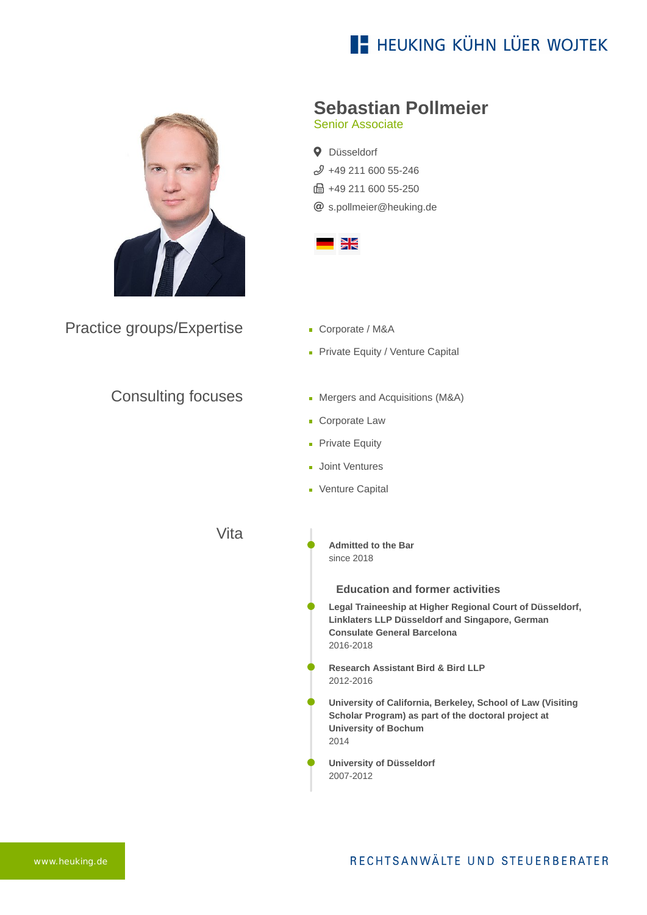# Sebastian Pollmeier

Senior Associate

Düsseldorf

+49 211 600 55-246

+49 211 600 55-250

s.pollmeier@heuking.de

## Practice groups/Expertise

- Corporate / M&A
- Private Equity / Venture Capital

## Consulting focuses

- Mergers and Acquisitions (M&A)
- Corporate Law
- Private Equity
- Joint Ventures
- Venture Capital

## Vita

**Admitted to the Bar**
since 2018

### Education and former activities

**Legal Traineeship at Higher Regional Court of Düsseldorf, Linklaters LLP Düsseldorf and Singapore, German Consulate General Barcelona**
2016-2018

**Research Assistant Bird & Bird LLP**
2012-2016

**University of California, Berkeley, School of Law (Visiting Scholar Program) as part of the doctoral project at University of Bochum**
2014

**University of Düsseldorf**
2007-2012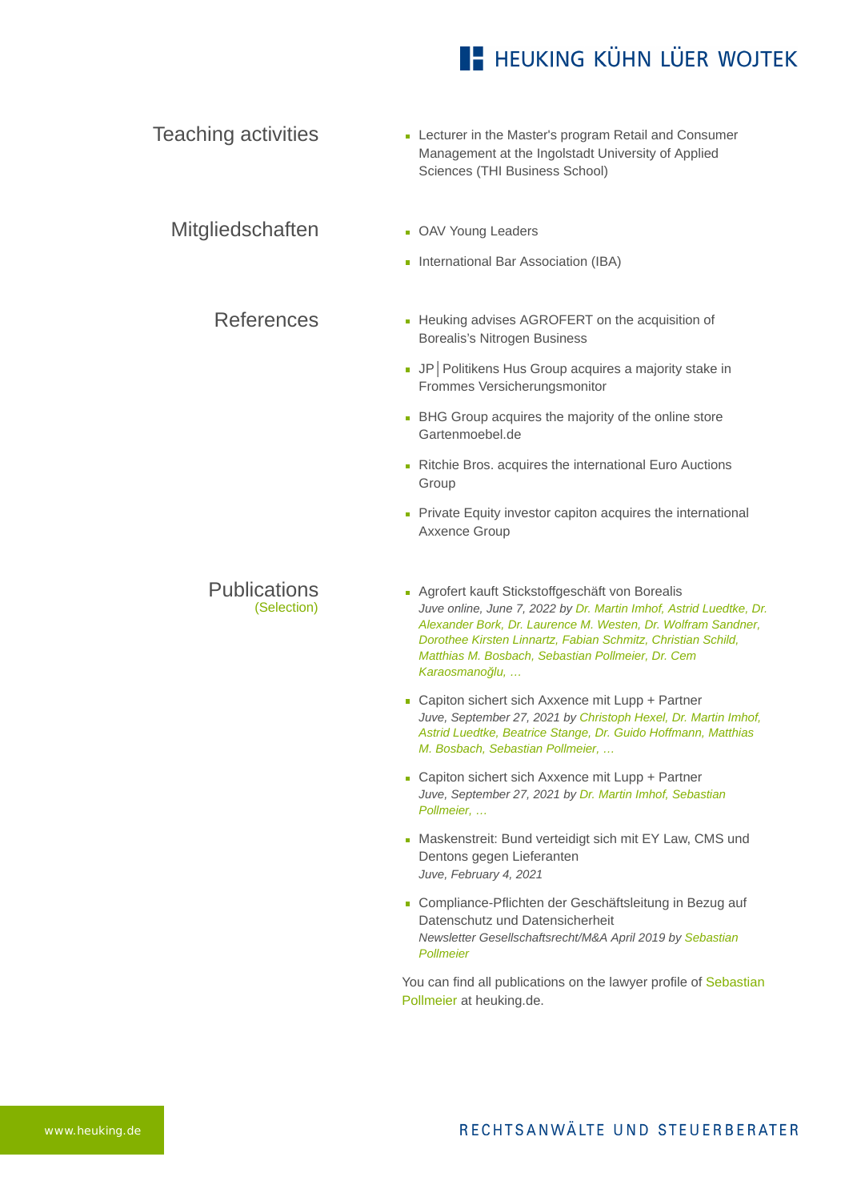## Teaching activities

- Lecturer in the Master's program Retail and Consumer Management at the Ingolstadt University of Applied Sciences (THI Business School)

## Mitgliedschaften

- OAV Young Leaders
- International Bar Association (IBA)

## References

- Heuking advises AGROFERT on the acquisition of Borealis's Nitrogen Business
- JP│Politikens Hus Group acquires a majority stake in Frommes Versicherungsmonitor
- BHG Group acquires the majority of the online store Gartenmoebel.de
- Ritchie Bros. acquires the international Euro Auctions Group
- Private Equity investor capiton acquires the international Axxence Group

## Publications
(Selection)

- Agrofert kauft Stickstoffgeschäft von Borealis
  *Juve online, June 7, 2022 by Dr. Martin Imhof, Astrid Luedtke, Dr. Alexander Bork, Dr. Laurence M. Westen, Dr. Wolfram Sandner, Dorothee Kirsten Linnartz, Fabian Schmitz, Christian Schild, Matthias M. Bosbach, Sebastian Pollmeier, Dr. Cem Karaosmanoğlu, …*
- Capiton sichert sich Axxence mit Lupp + Partner
  *Juve, September 27, 2021 by Christoph Hexel, Dr. Martin Imhof, Astrid Luedtke, Beatrice Stange, Dr. Guido Hoffmann, Matthias M. Bosbach, Sebastian Pollmeier, …*
- Capiton sichert sich Axxence mit Lupp + Partner
  *Juve, September 27, 2021 by Dr. Martin Imhof, Sebastian Pollmeier, …*
- Maskenstreit: Bund verteidigt sich mit EY Law, CMS und Dentons gegen Lieferanten
  *Juve, February 4, 2021*
- Compliance-Pflichten der Geschäftsleitung in Bezug auf Datenschutz und Datensicherheit
  *Newsletter Gesellschaftsrecht/M&A April 2019 by Sebastian Pollmeier*

You can find all publications on the lawyer profile of Sebastian Pollmeier at heuking.de.